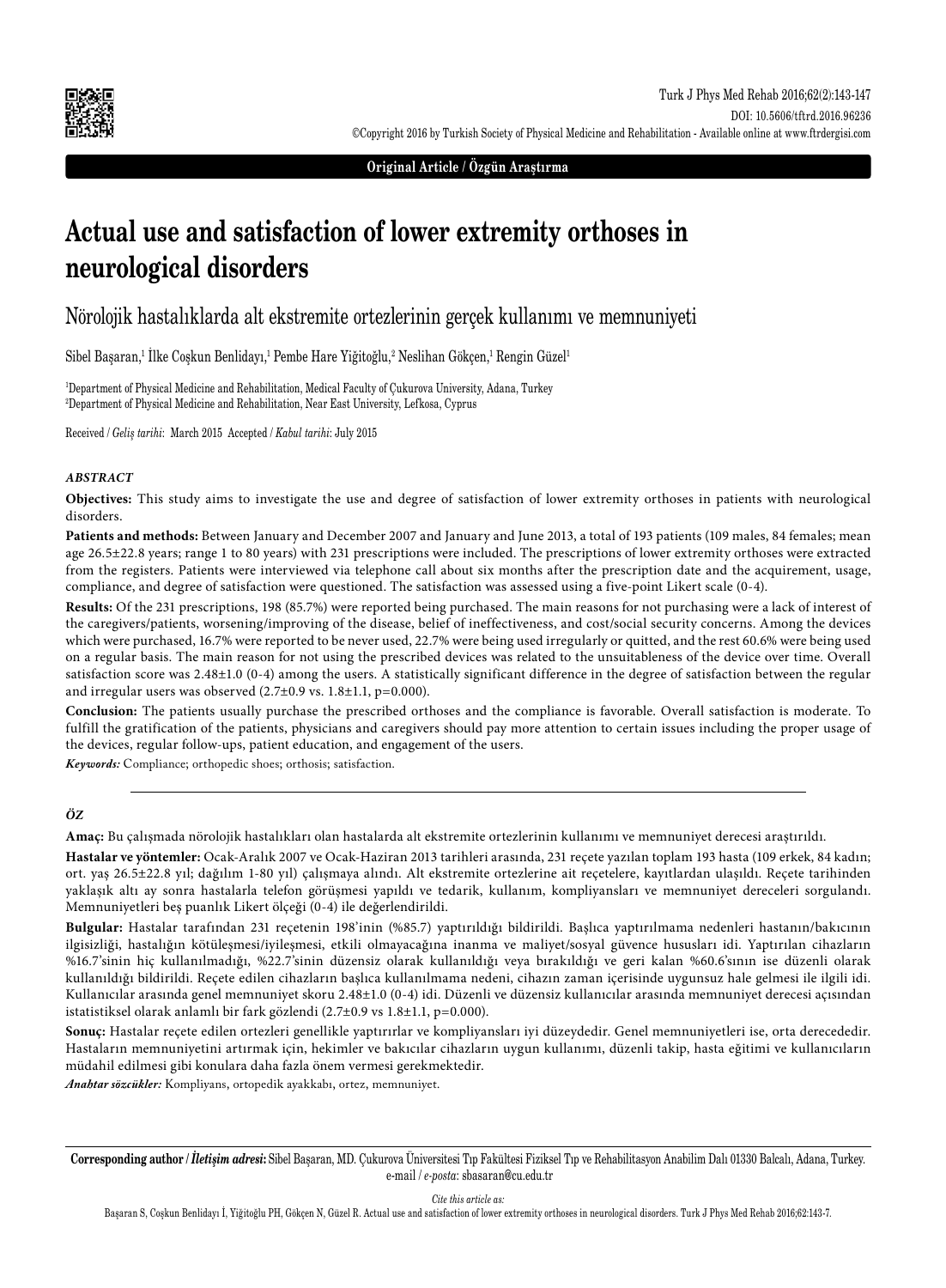**Original Article / Özgün Araştırma**

# Actual use and satisfaction of lower extremity orthoses in neurological disorders

## Nörolojik hastalıklarda alt ekstremite ortezlerinin gerçek kullanımı ve memnuniyeti

Sibel Başaran,[1] İlke Coşkun Benlidayı,[1] Pembe Hare Yiğitoğlu,[2] Neslihan Gökçen,[1] Rengin Güzel[1]

[1]Department of Physical Medicine and Rehabilitation, Medical Faculty of Çukurova University, Adana, Turkey
[2]Department of Physical Medicine and Rehabilitation, Near East University, Lefkosa, Cyprus

Received / *Geliş tarihi*: March 2015 Accepted / *Kabul tarihi*: July 2015

### *ABSTRACT*

**Objectives:** This study aims to investigate the use and degree of satisfaction of lower extremity orthoses in patients with neurological disorders.

**Patients and methods:** Between January and December 2007 and January and June 2013, a total of 193 patients (109 males, 84 females; mean age 26.5±22.8 years; range 1 to 80 years) with 231 prescriptions were included. The prescriptions of lower extremity orthoses were extracted from the registers. Patients were interviewed via telephone call about six months after the prescription date and the acquirement, usage, compliance, and degree of satisfaction were questioned. The satisfaction was assessed using a five-point Likert scale (0-4).

**Results:** Of the 231 prescriptions, 198 (85.7%) were reported being purchased. The main reasons for not purchasing were a lack of interest of the caregivers/patients, worsening/improving of the disease, belief of ineffectiveness, and cost/social security concerns. Among the devices which were purchased, 16.7% were reported to be never used, 22.7% were being used irregularly or quitted, and the rest 60.6% were being used on a regular basis. The main reason for not using the prescribed devices was related to the unsuitableness of the device over time. Overall satisfaction score was 2.48±1.0 (0-4) among the users. A statistically significant difference in the degree of satisfaction between the regular and irregular users was observed (2.7±0.9 vs. 1.8±1.1, p=0.000).

**Conclusion:** The patients usually purchase the prescribed orthoses and the compliance is favorable. Overall satisfaction is moderate. To fulfill the gratification of the patients, physicians and caregivers should pay more attention to certain issues including the proper usage of the devices, regular follow-ups, patient education, and engagement of the users.

***Keywords:*** Compliance; orthopedic shoes; orthosis; satisfaction.

### *ÖZ*

**Amaç:** Bu çalışmada nörolojik hastalıkları olan hastalarda alt ekstremite ortezlerinin kullanımı ve memnuniyet derecesi araştırıldı.

**Hastalar ve yöntemler:** Ocak-Aralık 2007 ve Ocak-Haziran 2013 tarihleri arasında, 231 reçete yazılan toplam 193 hasta (109 erkek, 84 kadın; ort. yaş 26.5±22.8 yıl; dağılım 1-80 yıl) çalışmaya alındı. Alt ekstremite ortezlerine ait reçetelere, kayıtlardan ulaşıldı. Reçete tarihinden yaklaşık altı ay sonra hastalarla telefon görüşmesi yapıldı ve tedarik, kullanım, kompliyansları ve memnuniyet dereceleri sorgulandı. Memnuniyetleri beş puanlık Likert ölçeği (0-4) ile değerlendirildi.

**Bulgular:** Hastalar tarafından 231 reçetenin 198'inin (%85.7) yaptırıldığı bildirildi. Başlıca yaptırılmama nedenleri hastanın/bakıcının ilgisizliği, hastalığın kötüleşmesi/iyileşmesi, etkili olmayacağına inanma ve maliyet/sosyal güvence hususları idi. Yaptırılan cihazların %16.7'sinin hiç kullanılmadığı, %22.7'sinin düzensiz olarak kullanıldığı veya bırakıldığı ve geri kalan %60.6'sının ise düzenli olarak kullanıldığı bildirildi. Reçete edilen cihazların başlıca kullanılmama nedeni, cihazın zaman içerisinde uygunsuz hale gelmesi ile ilgili idi. Kullanıcılar arasında genel memnuniyet skoru 2.48±1.0 (0-4) idi. Düzenli ve düzensiz kullanıcılar arasında memnuniyet derecesi açısından istatistiksel olarak anlamlı bir fark gözlendi (2.7±0.9 vs 1.8±1.1, p=0.000).

**Sonuç:** Hastalar reçete edilen ortezleri genellikle yaptırırlar ve kompliyansları iyi düzeydedir. Genel memnuniyetleri ise, orta derecededir. Hastaların memnuniyetini artırmak için, hekimler ve bakıcılar cihazların uygun kullanımı, düzenli takip, hasta eğitimi ve kullanıcıların müdahil edilmesi gibi konulara daha fazla önem vermesi gerekmektedir.

***Anahtar sözcükler:*** Kompliyans, ortopedik ayakkabı, ortez, memnuniyet.

**Corresponding author / *İletişim adresi*:** Sibel Başaran, MD. Çukurova Üniversitesi Tıp Fakültesi Fiziksel Tıp ve Rehabilitasyon Anabilim Dalı 01330 Balcalı, Adana, Turkey.
e-mail / *e-posta*: sbasaran@cu.edu.tr

*Cite this article as:*
Başaran S, Coşkun Benlidayı İ, Yiğitoğlu PH, Gökçen N, Güzel R. Actual use and satisfaction of lower extremity orthoses in neurological disorders. Turk J Phys Med Rehab 2016;62:143-7.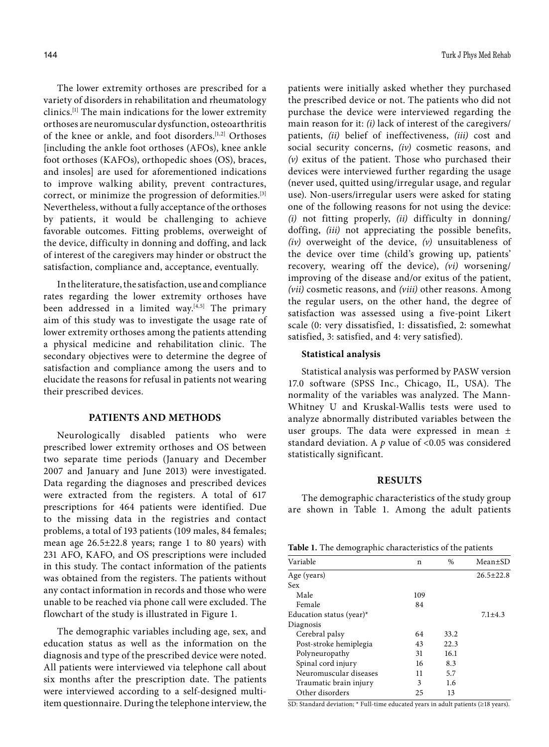The lower extremity orthoses are prescribed for a variety of disorders in rehabilitation and rheumatology clinics.[1] The main indications for the lower extremity orthoses are neuromuscular dysfunction, osteoarthritis of the knee or ankle, and foot disorders.[1,2] Orthoses [including the ankle foot orthoses (AFOs), knee ankle foot orthoses (KAFOs), orthopedic shoes (OS), braces, and insoles] are used for aforementioned indications to improve walking ability, prevent contractures, correct, or minimize the progression of deformities.[3] Nevertheless, without a fully acceptance of the orthoses by patients, it would be challenging to achieve favorable outcomes. Fitting problems, overweight of the device, difficulty in donning and doffing, and lack of interest of the caregivers may hinder or obstruct the satisfaction, compliance and, acceptance, eventually.

In the literature, the satisfaction, use and compliance rates regarding the lower extremity orthoses have been addressed in a limited way.[4,5] The primary aim of this study was to investigate the usage rate of lower extremity orthoses among the patients attending a physical medicine and rehabilitation clinic. The secondary objectives were to determine the degree of satisfaction and compliance among the users and to elucidate the reasons for refusal in patients not wearing their prescribed devices.

## PATIENTS AND METHODS

Neurologically disabled patients who were prescribed lower extremity orthoses and OS between two separate time periods (January and December 2007 and January and June 2013) were investigated. Data regarding the diagnoses and prescribed devices were extracted from the registers. A total of 617 prescriptions for 464 patients were identified. Due to the missing data in the registries and contact problems, a total of 193 patients (109 males, 84 females; mean age 26.5±22.8 years; range 1 to 80 years) with 231 AFO, KAFO, and OS prescriptions were included in this study. The contact information of the patients was obtained from the registers. The patients without any contact information in records and those who were unable to be reached via phone call were excluded. The flowchart of the study is illustrated in Figure 1.

The demographic variables including age, sex, and education status as well as the information on the diagnosis and type of the prescribed device were noted. All patients were interviewed via telephone call about six months after the prescription date. The patients were interviewed according to a self-designed multi-item questionnaire. During the telephone interview, the patients were initially asked whether they purchased the prescribed device or not. The patients who did not purchase the device were interviewed regarding the main reason for it: *(i)* lack of interest of the caregivers/patients, *(ii)* belief of ineffectiveness, *(iii)* cost and social security concerns, *(iv)* cosmetic reasons, and *(v)* exitus of the patient. Those who purchased their devices were interviewed further regarding the usage (never used, quitted using/irregular usage, and regular use). Non-users/irregular users were asked for stating one of the following reasons for not using the device: *(i)* not fitting properly, *(ii)* difficulty in donning/doffing, *(iii)* not appreciating the possible benefits, *(iv)* overweight of the device, *(v)* unsuitableness of the device over time (child's growing up, patients' recovery, wearing off the device), *(vi)* worsening/improving of the disease and/or exitus of the patient, *(vii)* cosmetic reasons, and *(viii)* other reasons. Among the regular users, on the other hand, the degree of satisfaction was assessed using a five-point Likert scale (0: very dissatisfied, 1: dissatisfied, 2: somewhat satisfied, 3: satisfied, and 4: very satisfied).

### Statistical analysis

Statistical analysis was performed by PASW version 17.0 software (SPSS Inc., Chicago, IL, USA). The normality of the variables was analyzed. The Mann-Whitney U and Kruskal-Wallis tests were used to analyze abnormally distributed variables between the user groups. The data were expressed in mean ± standard deviation. A $p$ value of <0.05 was considered statistically significant.

## RESULTS

The demographic characteristics of the study group are shown in Table 1. Among the adult patients

**Table 1.** The demographic characteristics of the patients

| Variable | n | % | Mean±SD |
|---|---|---|---|
| Age (years) | | | 26.5±22.8 |
| Sex | | | |
| Male | 109 | | |
| Female | 84 | | |
| Education status (year)* | | | 7.1±4.3 |
| Diagnosis | | | |
| Cerebral palsy | 64 | 33.2 | |
| Post-stroke hemiplegia | 43 | 22.3 | |
| Polyneuropathy | 31 | 16.1 | |
| Spinal cord injury | 16 | 8.3 | |
| Neuromuscular diseases | 11 | 5.7 | |
| Traumatic brain injury | 3 | 1.6 | |
| Other disorders | 25 | 13 | |

SD: Standard deviation; * Full-time educated years in adult patients (≥18 years).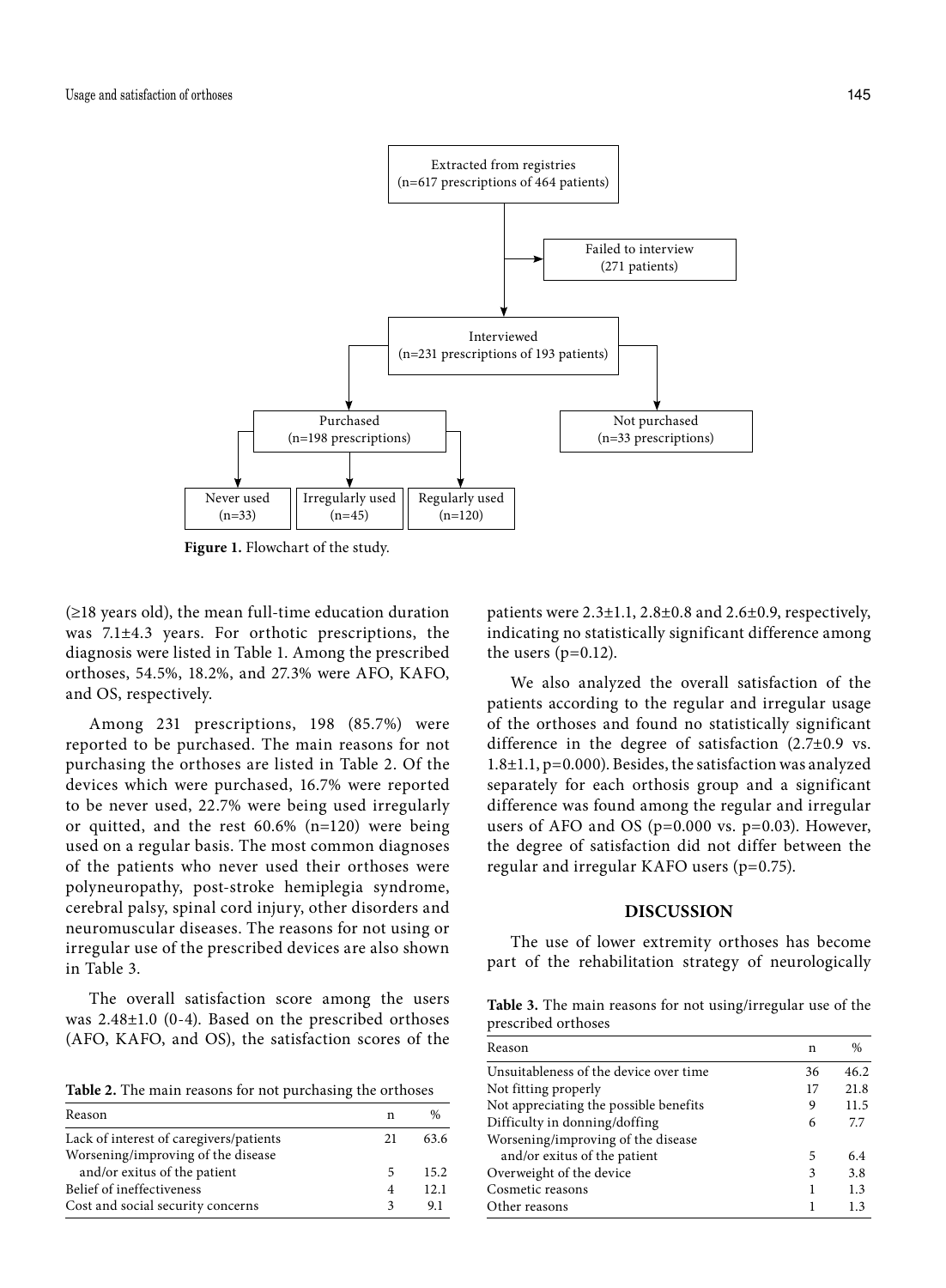Extracted from registries (n=617 prescriptions of 464 patients)

Failed to interview (271 patients)

Interviewed (n=231 prescriptions of 193 patients)

Purchased (n=198 prescriptions)

Not purchased (n=33 prescriptions)

Never used (n=33)

Irregularly used (n=45)

Regularly used (n=120)

**Figure 1.** Flowchart of the study.

(≥18 years old), the mean full-time education duration was 7.1±4.3 years. For orthotic prescriptions, the diagnosis were listed in Table 1. Among the prescribed orthoses, 54.5%, 18.2%, and 27.3% were AFO, KAFO, and OS, respectively.

Among 231 prescriptions, 198 (85.7%) were reported to be purchased. The main reasons for not purchasing the orthoses are listed in Table 2. Of the devices which were purchased, 16.7% were reported to be never used, 22.7% were being used irregularly or quitted, and the rest 60.6% (n=120) were being used on a regular basis. The most common diagnoses of the patients who never used their orthoses were polyneuropathy, post-stroke hemiplegia syndrome, cerebral palsy, spinal cord injury, other disorders and neuromuscular diseases. The reasons for not using or irregular use of the prescribed devices are also shown in Table 3.

The overall satisfaction score among the users was 2.48±1.0 (0-4). Based on the prescribed orthoses (AFO, KAFO, and OS), the satisfaction scores of the patients were 2.3±1.1, 2.8±0.8 and 2.6±0.9, respectively, indicating no statistically significant difference among the users (p=0.12).

We also analyzed the overall satisfaction of the patients according to the regular and irregular usage of the orthoses and found no statistically significant difference in the degree of satisfaction (2.7±0.9 vs. 1.8±1.1, p=0.000). Besides, the satisfaction was analyzed separately for each orthosis group and a significant difference was found among the regular and irregular users of AFO and OS (p=0.000 vs. p=0.03). However, the degree of satisfaction did not differ between the regular and irregular KAFO users (p=0.75).

**Table 2.** The main reasons for not purchasing the orthoses

| Reason | n | % |
|---|---|---|
| Lack of interest of caregivers/patients | 21 | 63.6 |
| Worsening/improving of the disease and/or exitus of the patient | 5 | 15.2 |
| Belief of ineffectiveness | 4 | 12.1 |
| Cost and social security concerns | 3 | 9.1 |

## DISCUSSION

The use of lower extremity orthoses has become part of the rehabilitation strategy of neurologically

**Table 3.** The main reasons for not using/irregular use of the prescribed orthoses

| Reason | n | % |
|---|---|---|
| Unsuitableness of the device over time | 36 | 46.2 |
| Not fitting properly | 17 | 21.8 |
| Not appreciating the possible benefits | 9 | 11.5 |
| Difficulty in donning/doffing | 6 | 7.7 |
| Worsening/improving of the disease and/or exitus of the patient | 5 | 6.4 |
| Overweight of the device | 3 | 3.8 |
| Cosmetic reasons | 1 | 1.3 |
| Other reasons | 1 | 1.3 |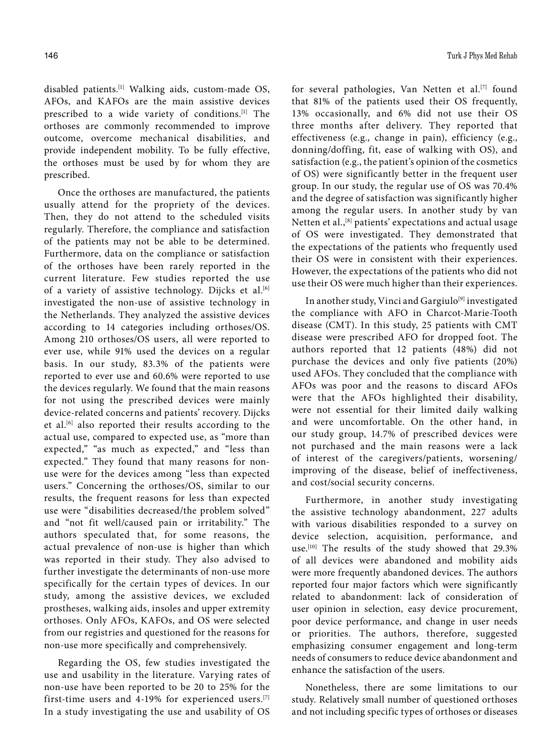disabled patients.[1] Walking aids, custom-made OS, AFOs, and KAFOs are the main assistive devices prescribed to a wide variety of conditions.[1] The orthoses are commonly recommended to improve outcome, overcome mechanical disabilities, and provide independent mobility. To be fully effective, the orthoses must be used by for whom they are prescribed.

Once the orthoses are manufactured, the patients usually attend for the propriety of the devices. Then, they do not attend to the scheduled visits regularly. Therefore, the compliance and satisfaction of the patients may not be able to be determined. Furthermore, data on the compliance or satisfaction of the orthoses have been rarely reported in the current literature. Few studies reported the use of a variety of assistive technology. Dijcks et al.[6] investigated the non-use of assistive technology in the Netherlands. They analyzed the assistive devices according to 14 categories including orthoses/OS. Among 210 orthoses/OS users, all were reported to ever use, while 91% used the devices on a regular basis. In our study, 83.3% of the patients were reported to ever use and 60.6% were reported to use the devices regularly. We found that the main reasons for not using the prescribed devices were mainly device-related concerns and patients' recovery. Dijcks et al.[6] also reported their results according to the actual use, compared to expected use, as "more than expected," "as much as expected," and "less than expected." They found that many reasons for non-use were for the devices among "less than expected users." Concerning the orthoses/OS, similar to our results, the frequent reasons for less than expected use were "disabilities decreased/the problem solved" and "not fit well/caused pain or irritability." The authors speculated that, for some reasons, the actual prevalence of non-use is higher than which was reported in their study. They also advised to further investigate the determinants of non-use more specifically for the certain types of devices. In our study, among the assistive devices, we excluded prostheses, walking aids, insoles and upper extremity orthoses. Only AFOs, KAFOs, and OS were selected from our registries and questioned for the reasons for non-use more specifically and comprehensively.

Regarding the OS, few studies investigated the use and usability in the literature. Varying rates of non-use have been reported to be 20 to 25% for the first-time users and 4-19% for experienced users.[7] In a study investigating the use and usability of OS for several pathologies, Van Netten et al.[7] found that 81% of the patients used their OS frequently, 13% occasionally, and 6% did not use their OS three months after delivery. They reported that effectiveness (e.g., change in pain), efficiency (e.g., donning/doffing, fit, ease of walking with OS), and satisfaction (e.g., the patient's opinion of the cosmetics of OS) were significantly better in the frequent user group. In our study, the regular use of OS was 70.4% and the degree of satisfaction was significantly higher among the regular users. In another study by van Netten et al.,[8] patients' expectations and actual usage of OS were investigated. They demonstrated that the expectations of the patients who frequently used their OS were in consistent with their experiences. However, the expectations of the patients who did not use their OS were much higher than their experiences.

In another study, Vinci and Gargiulo[9] investigated the compliance with AFO in Charcot-Marie-Tooth disease (CMT). In this study, 25 patients with CMT disease were prescribed AFO for dropped foot. The authors reported that 12 patients (48%) did not purchase the devices and only five patients (20%) used AFOs. They concluded that the compliance with AFOs was poor and the reasons to discard AFOs were that the AFOs highlighted their disability, were not essential for their limited daily walking and were uncomfortable. On the other hand, in our study group, 14.7% of prescribed devices were not purchased and the main reasons were a lack of interest of the caregivers/patients, worsening/improving of the disease, belief of ineffectiveness, and cost/social security concerns.

Furthermore, in another study investigating the assistive technology abandonment, 227 adults with various disabilities responded to a survey on device selection, acquisition, performance, and use.[10] The results of the study showed that 29.3% of all devices were abandoned and mobility aids were more frequently abandoned devices. The authors reported four major factors which were significantly related to abandonment: lack of consideration of user opinion in selection, easy device procurement, poor device performance, and change in user needs or priorities. The authors, therefore, suggested emphasizing consumer engagement and long-term needs of consumers to reduce device abandonment and enhance the satisfaction of the users.

Nonetheless, there are some limitations to our study. Relatively small number of questioned orthoses and not including specific types of orthoses or diseases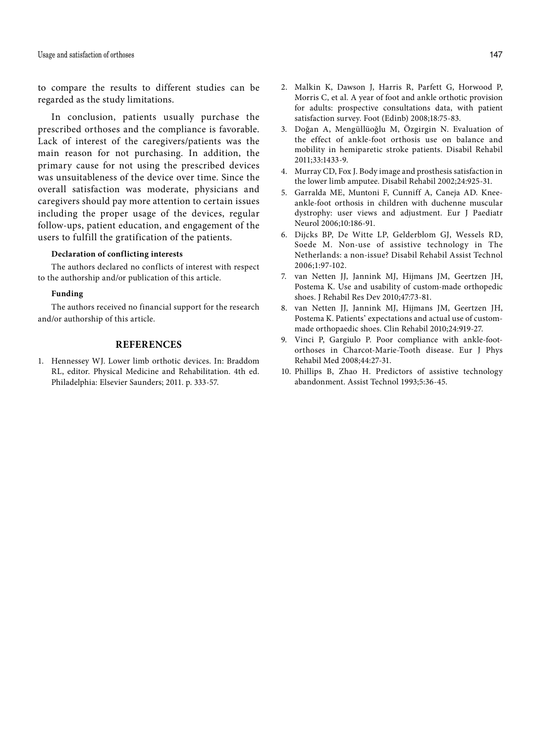to compare the results to different studies can be regarded as the study limitations.

In conclusion, patients usually purchase the prescribed orthoses and the compliance is favorable. Lack of interest of the caregivers/patients was the main reason for not purchasing. In addition, the primary cause for not using the prescribed devices was unsuitableness of the device over time. Since the overall satisfaction was moderate, physicians and caregivers should pay more attention to certain issues including the proper usage of the devices, regular follow-ups, patient education, and engagement of the users to fulfill the gratification of the patients.

**Declaration of conflicting interests**

The authors declared no conflicts of interest with respect to the authorship and/or publication of this article.

**Funding**

The authors received no financial support for the research and/or authorship of this article.

## REFERENCES

1. Hennessey WJ. Lower limb orthotic devices. In: Braddom RL, editor. Physical Medicine and Rehabilitation. 4th ed. Philadelphia: Elsevier Saunders; 2011. p. 333-57.
2. Malkin K, Dawson J, Harris R, Parfett G, Horwood P, Morris C, et al. A year of foot and ankle orthotic provision for adults: prospective consultations data, with patient satisfaction survey. Foot (Edinb) 2008;18:75-83.
3. Doğan A, Mengüllüoğlu M, Özgirgin N. Evaluation of the effect of ankle-foot orthosis use on balance and mobility in hemiparetic stroke patients. Disabil Rehabil 2011;33:1433-9.
4. Murray CD, Fox J. Body image and prosthesis satisfaction in the lower limb amputee. Disabil Rehabil 2002;24:925-31.
5. Garralda ME, Muntoni F, Cunniff A, Caneja AD. Knee-ankle-foot orthosis in children with duchenne muscular dystrophy: user views and adjustment. Eur J Paediatr Neurol 2006;10:186-91.
6. Dijcks BP, De Witte LP, Gelderblom GJ, Wessels RD, Soede M. Non-use of assistive technology in The Netherlands: a non-issue? Disabil Rehabil Assist Technol 2006;1:97-102.
7. van Netten JJ, Jannink MJ, Hijmans JM, Geertzen JH, Postema K. Use and usability of custom-made orthopedic shoes. J Rehabil Res Dev 2010;47:73-81.
8. van Netten JJ, Jannink MJ, Hijmans JM, Geertzen JH, Postema K. Patients' expectations and actual use of custom-made orthopaedic shoes. Clin Rehabil 2010;24:919-27.
9. Vinci P, Gargiulo P. Poor compliance with ankle-foot-orthoses in Charcot-Marie-Tooth disease. Eur J Phys Rehabil Med 2008;44:27-31.
10. Phillips B, Zhao H. Predictors of assistive technology abandonment. Assist Technol 1993;5:36-45.